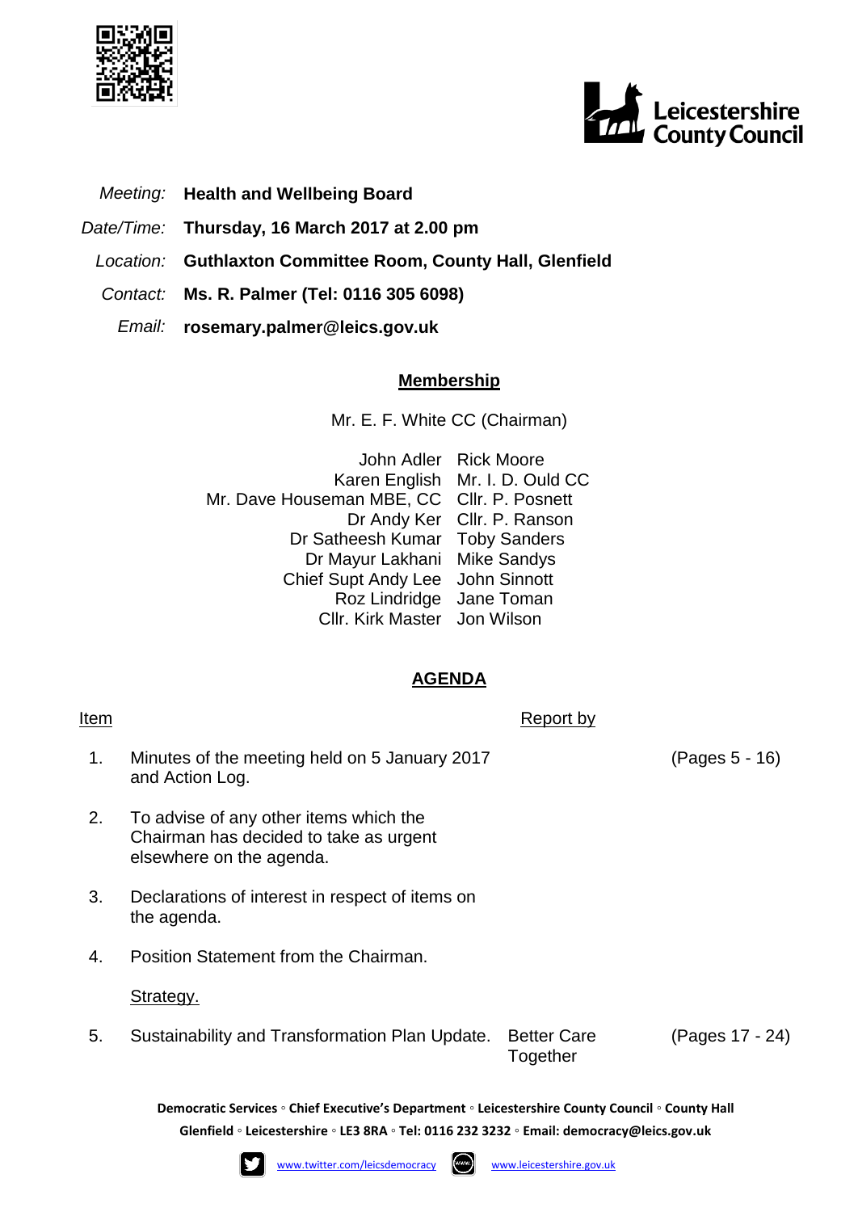*Meeting:* **Health and Wellbeing Board**

*Date/Time:* **Thursday, 16 March 2017 at 2.00 pm**

*Location:* **Guthlaxton Committee Room, County Hall, Glenfield**

*Contact:* **Ms. R. Palmer (Tel: 0116 305 6098)**

*Email:* **rosemary.palmer@leics.gov.uk**

## Membership

Mr. E. F. White CC (Chairman)

| | |
|---|---|
| John Adler | Rick Moore |
| Karen English | Mr. I. D. Ould CC |
| Mr. Dave Houseman MBE, CC | Cllr. P. Posnett |
| Dr Andy Ker | Cllr. P. Ranson |
| Dr Satheesh Kumar | Toby Sanders |
| Dr Mayur Lakhani | Mike Sandys |
| Chief Supt Andy Lee | John Sinnott |
| Roz Lindridge | Jane Toman |
| Cllr. Kirk Master | Jon Wilson |

## AGENDA

| Item | | Report by | |
|---|---|---|---|
| 1. | Minutes of the meeting held on 5 January 2017 and Action Log. | | (Pages 5 - 16) |
| 2. | To advise of any other items which the Chairman has decided to take as urgent elsewhere on the agenda. | | |
| 3. | Declarations of interest in respect of items on the agenda. | | |
| 4. | Position Statement from the Chairman. | | |
| | Strategy. | | |
| 5. | Sustainability and Transformation Plan Update. | Better Care Together | (Pages 17 - 24) |

**Democratic Services ◦ Chief Executive's Department ◦ Leicestershire County Council ◦ County Hall Glenfield ◦ Leicestershire ◦ LE3 8RA ◦ Tel: 0116 232 3232 ◦ Email: democracy@leics.gov.uk**

www.twitter.com/leicsdemocracy www.leicestershire.gov.uk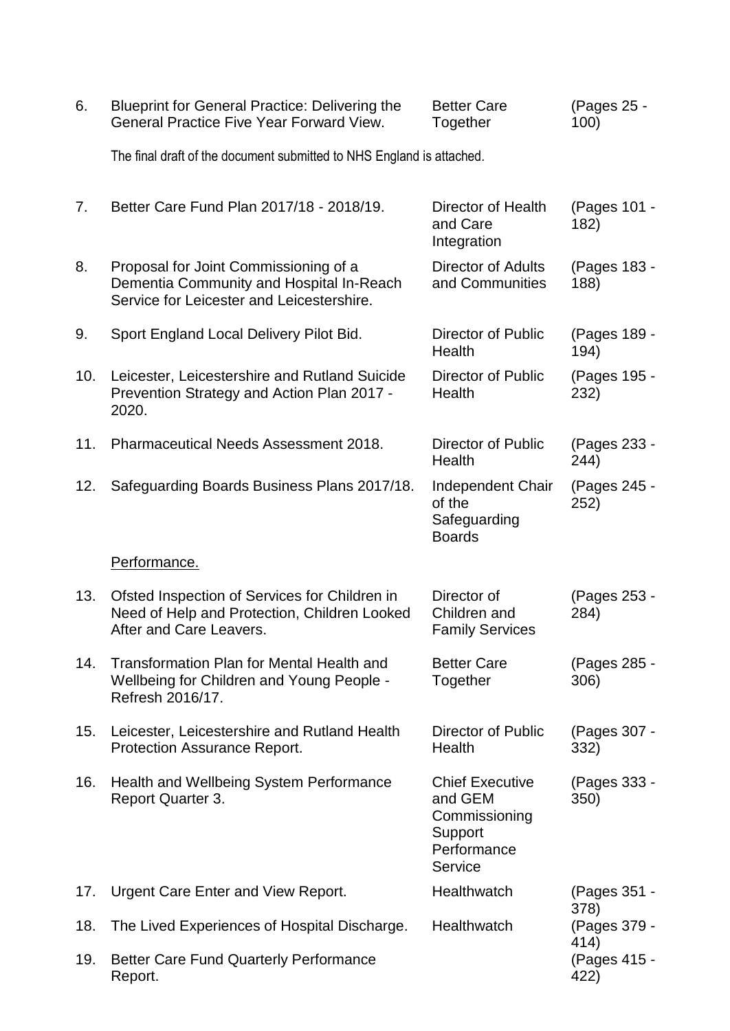| | | | |
|---|---|---|---|
| 6. | Blueprint for General Practice: Delivering the General Practice Five Year Forward View. | Better Care Together | (Pages 25 - 100) |
| | The final draft of the document submitted to NHS England is attached. | | |
| 7. | Better Care Fund Plan 2017/18 - 2018/19. | Director of Health and Care Integration | (Pages 101 - 182) |
| 8. | Proposal for Joint Commissioning of a Dementia Community and Hospital In-Reach Service for Leicester and Leicestershire. | Director of Adults and Communities | (Pages 183 - 188) |
| 9. | Sport England Local Delivery Pilot Bid. | Director of Public Health | (Pages 189 - 194) |
| 10. | Leicester, Leicestershire and Rutland Suicide Prevention Strategy and Action Plan 2017 - 2020. | Director of Public Health | (Pages 195 - 232) |
| 11. | Pharmaceutical Needs Assessment 2018. | Director of Public Health | (Pages 233 - 244) |
| 12. | Safeguarding Boards Business Plans 2017/18. | Independent Chair of the Safeguarding Boards | (Pages 245 - 252) |
| | <u>Performance.</u> | | |
| 13. | Ofsted Inspection of Services for Children in Need of Help and Protection, Children Looked After and Care Leavers. | Director of Children and Family Services | (Pages 253 - 284) |
| 14. | Transformation Plan for Mental Health and Wellbeing for Children and Young People - Refresh 2016/17. | Better Care Together | (Pages 285 - 306) |
| 15. | Leicester, Leicestershire and Rutland Health Protection Assurance Report. | Director of Public Health | (Pages 307 - 332) |
| 16. | Health and Wellbeing System Performance Report Quarter 3. | Chief Executive and GEM Commissioning Support Performance Service | (Pages 333 - 350) |
| 17. | Urgent Care Enter and View Report. | Healthwatch | (Pages 351 - 378) |
| 18. | The Lived Experiences of Hospital Discharge. | Healthwatch | (Pages 379 - 414) |
| 19. | Better Care Fund Quarterly Performance Report. | | (Pages 415 - 422) |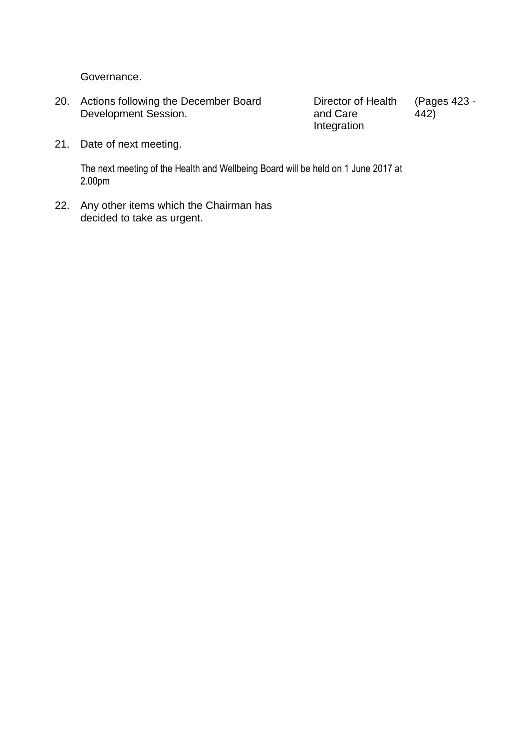Governance.

| | | | |
|---|---|---|---|
| 20. | Actions following the December Board Development Session. | Director of Health and Care Integration | (Pages 423 - 442) |
| 21. | Date of next meeting. | | |

The next meeting of the Health and Wellbeing Board will be held on 1 June 2017 at 2.00pm

22. Any other items which the Chairman has decided to take as urgent.